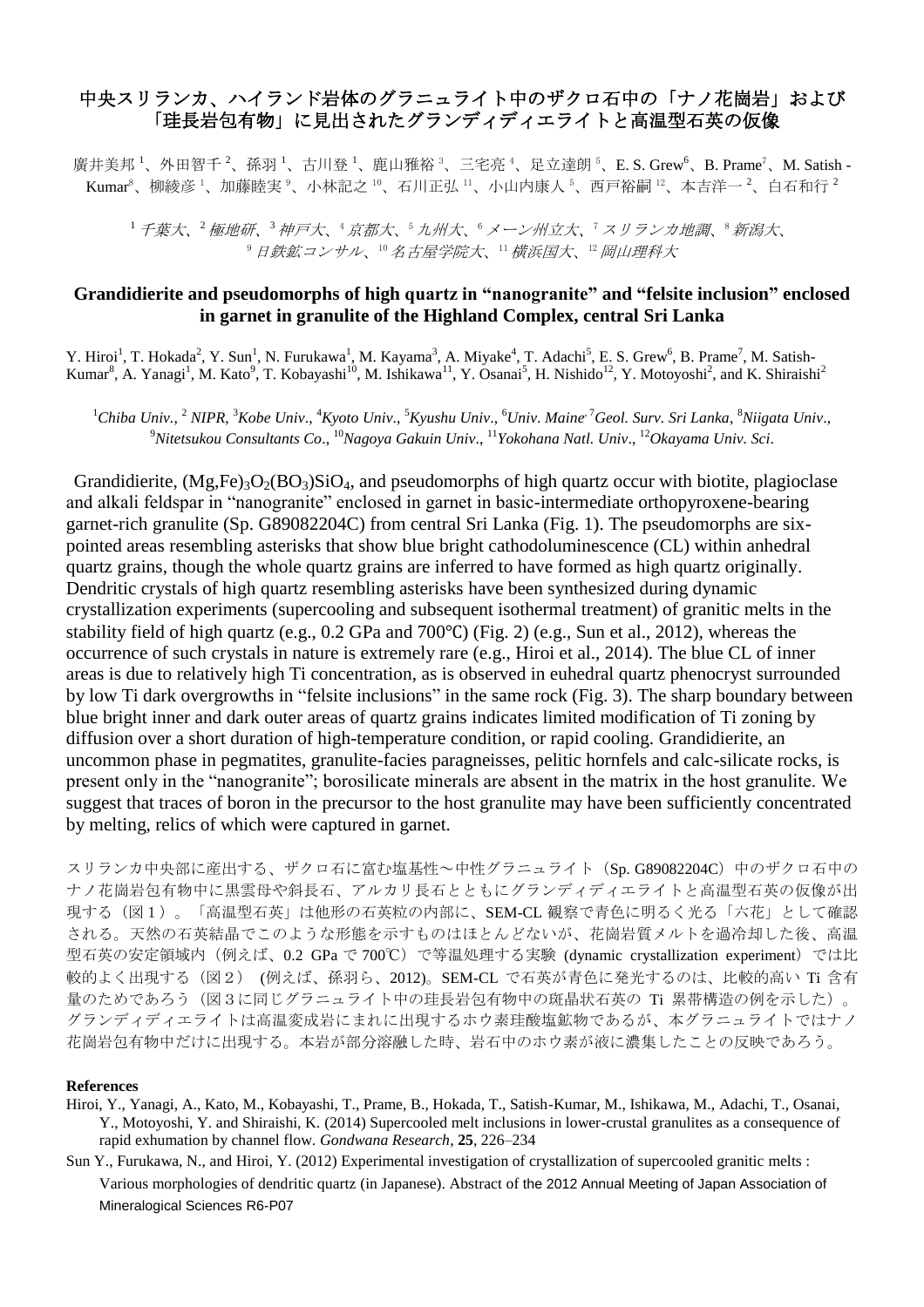# 中央スリランカ、ハイランド岩体のグラニュライト中のザクロ石中の「ナノ花崗岩」および「珪長岩包有物」に見出されたグランディディエライトと高温型石英の仮像

廣井美邦[1]、外田智千[2]、孫羽[1]、古川登[1]、鹿山雅裕[3]、三宅亮[4]、足立達朗[5]、E. S. Grew[6]、B. Prame[7]、M. Satish - Kumar[8]、柳綾彦[1]、加藤睦実[9]、小林記之[10]、石川正弘[11]、小山内康人[5]、西戸裕嗣[12]、本吉洋一[2]、白石和行[2]

[1] *千葉大*、[2] *極地研*、[3] *神戸大*、[4] *京都大*、[5] *九州大*、[6] *メーン州立大*、[7] *スリランカ地調*、[8] *新潟大*、[9] *日鉄鉱コンサル*、[10] *名古屋学院大*、[11] *横浜国大*、[12] *岡山理科大*

## Grandidierite and pseudomorphs of high quartz in "nanogranite" and "felsite inclusion" enclosed in garnet in granulite of the Highland Complex, central Sri Lanka

Y. Hiroi[1], T. Hokada[2], Y. Sun[1], N. Furukawa[1], M. Kayama[3], A. Miyake[4], T. Adachi[5], E. S. Grew[6], B. Prame[7], M. Satish-Kumar[8], A. Yanagi[1], M. Kato[9], T. Kobayashi[10], M. Ishikawa[11], Y. Osanai[5], H. Nishido[12], Y. Motoyoshi[2], and K. Shiraishi[2]

[1] *Chiba Univ.*, [2] *NIPR*, [3] *Kobe Univ*., [4] *Kyoto Univ*., [5] *Kyushu Univ*., [6] *Univ. Maine*, [7] *Geol. Surv. Sri Lanka*, [8] *Niigata Univ*., [9] *Nitetsukou Consultants Co*., [10] *Nagoya Gakuin Univ*., [11] *Yokohana Natl. Univ*., [12] *Okayama Univ. Sci*.

Grandidierite, $(Mg,Fe)_3O_2(BO_3)SiO_4$, and pseudomorphs of high quartz occur with biotite, plagioclase and alkali feldspar in "nanogranite" enclosed in garnet in basic-intermediate orthopyroxene-bearing garnet-rich granulite (Sp. G89082204C) from central Sri Lanka (Fig. 1). The pseudomorphs are six-pointed areas resembling asterisks that show blue bright cathodoluminescence (CL) within anhedral quartz grains, though the whole quartz grains are inferred to have formed as high quartz originally. Dendritic crystals of high quartz resembling asterisks have been synthesized during dynamic crystallization experiments (supercooling and subsequent isothermal treatment) of granitic melts in the stability field of high quartz (e.g., 0.2 GPa and 700℃) (Fig. 2) (e.g., Sun et al., 2012), whereas the occurrence of such crystals in nature is extremely rare (e.g., Hiroi et al., 2014). The blue CL of inner areas is due to relatively high Ti concentration, as is observed in euhedral quartz phenocryst surrounded by low Ti dark overgrowths in "felsite inclusions" in the same rock (Fig. 3). The sharp boundary between blue bright inner and dark outer areas of quartz grains indicates limited modification of Ti zoning by diffusion over a short duration of high-temperature condition, or rapid cooling. Grandidierite, an uncommon phase in pegmatites, granulite-facies paragneisses, pelitic hornfels and calc-silicate rocks, is present only in the "nanogranite"; borosilicate minerals are absent in the matrix in the host granulite. We suggest that traces of boron in the precursor to the host granulite may have been sufficiently concentrated by melting, relics of which were captured in garnet.

スリランカ中央部に産出する、ザクロ石に富む塩基性〜中性グラニュライト（Sp. G89082204C）中のザクロ石中のナノ花崗岩包有物中に黒雲母や斜長石、アルカリ長石とともにグランディディエライトと高温型石英の仮像が出現する（図１）。「高温型石英」は他形の石英粒の内部に、SEM-CL 観察で青色に明るく光る「六花」として確認される。天然の石英結晶でこのような形態を示すものはほとんどないが、花崗岩質メルトを過冷却した後、高温型石英の安定領域内（例えば、0.2 GPa で 700℃）で等温処理する実験 (dynamic crystallization experiment) では比較的よく出現する（図２） (例えば、孫羽ら、2012)。SEM-CL で石英が青色に発光するのは、比較的高い Ti 含有量のためであろう（図３に同じグラニュライト中の珪長岩包有物中の斑晶状石英の Ti 累帯構造の例を示した）。グランディディエライトは高温変成岩にまれに出現するホウ素珪酸塩鉱物であるが、本グラニュライトではナノ花崗岩包有物中だけに出現する。本岩が部分溶融した時、岩石中のホウ素が液に濃集したことの反映であろう。

**References**

Hiroi, Y., Yanagi, A., Kato, M., Kobayashi, T., Prame, B., Hokada, T., Satish-Kumar, M., Ishikawa, M., Adachi, T., Osanai, Y., Motoyoshi, Y. and Shiraishi, K. (2014) Supercooled melt inclusions in lower-crustal granulites as a consequence of rapid exhumation by channel flow. *Gondwana Research*, **25**, 226–234

Sun Y., Furukawa, N., and Hiroi, Y. (2012) Experimental investigation of crystallization of supercooled granitic melts : Various morphologies of dendritic quartz (in Japanese). Abstract of the 2012 Annual Meeting of Japan Association of Mineralogical Sciences R6-P07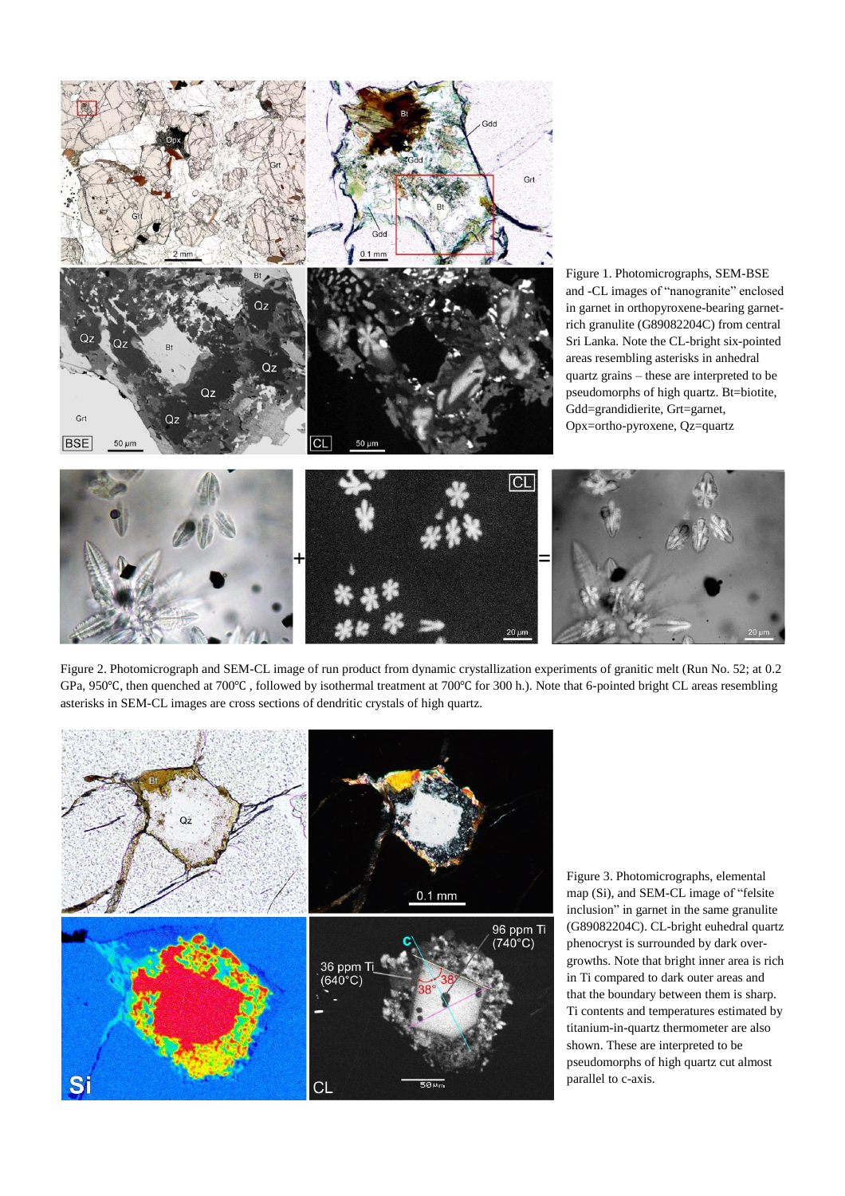Figure 1. Photomicrographs, SEM-BSE and -CL images of "nanogranite" enclosed in garnet in orthopyroxene-bearing garnet-rich granulite (G89082204C) from central Sri Lanka. Note the CL-bright six-pointed areas resembling asterisks in anhedral quartz grains – these are interpreted to be pseudomorphs of high quartz. Bt=biotite, Gdd=grandidierite, Grt=garnet, Opx=ortho-pyroxene, Qz=quartz

Figure 2. Photomicrograph and SEM-CL image of run product from dynamic crystallization experiments of granitic melt (Run No. 52; at 0.2 GPa, 950℃, then quenched at 700℃ , followed by isothermal treatment at 700℃ for 300 h.). Note that 6-pointed bright CL areas resembling asterisks in SEM-CL images are cross sections of dendritic crystals of high quartz.

Figure 3. Photomicrographs, elemental map (Si), and SEM-CL image of "felsite inclusion" in garnet in the same granulite (G89082204C). CL-bright euhedral quartz phenocryst is surrounded by dark over-growths. Note that bright inner area is rich in Ti compared to dark outer areas and that the boundary between them is sharp. Ti contents and temperatures estimated by titanium-in-quartz thermometer are also shown. These are interpreted to be pseudomorphs of high quartz cut almost parallel to c-axis.